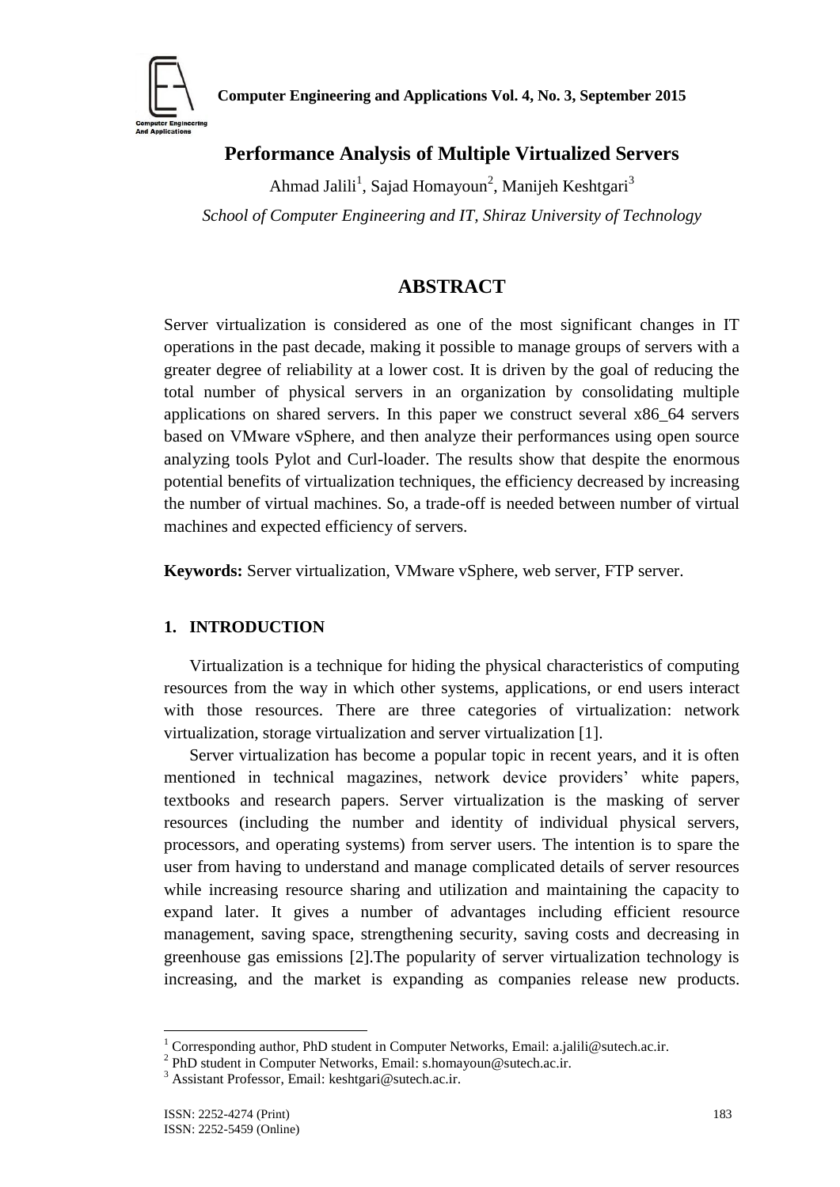# Performance Analysis of Multiple Virtualized Servers

Ahmad Jalili[1], Sajad Homayoun[2], Manijeh Keshtgari[3]

*School of Computer Engineering and IT, Shiraz University of Technology*

## ABSTRACT

Server virtualization is considered as one of the most significant changes in IT operations in the past decade, making it possible to manage groups of servers with a greater degree of reliability at a lower cost. It is driven by the goal of reducing the total number of physical servers in an organization by consolidating multiple applications on shared servers. In this paper we construct several x86_64 servers based on VMware vSphere, and then analyze their performances using open source analyzing tools Pylot and Curl-loader. The results show that despite the enormous potential benefits of virtualization techniques, the efficiency decreased by increasing the number of virtual machines. So, a trade-off is needed between number of virtual machines and expected efficiency of servers.

**Keywords:** Server virtualization, VMware vSphere, web server, FTP server.

## 1. INTRODUCTION

Virtualization is a technique for hiding the physical characteristics of computing resources from the way in which other systems, applications, or end users interact with those resources. There are three categories of virtualization: network virtualization, storage virtualization and server virtualization [1].

Server virtualization has become a popular topic in recent years, and it is often mentioned in technical magazines, network device providers' white papers, textbooks and research papers. Server virtualization is the masking of server resources (including the number and identity of individual physical servers, processors, and operating systems) from server users. The intention is to spare the user from having to understand and manage complicated details of server resources while increasing resource sharing and utilization and maintaining the capacity to expand later. It gives a number of advantages including efficient resource management, saving space, strengthening security, saving costs and decreasing in greenhouse gas emissions [2].The popularity of server virtualization technology is increasing, and the market is expanding as companies release new products.

---

[1] Corresponding author, PhD student in Computer Networks, Email: a.jalili@sutech.ac.ir.

[2] PhD student in Computer Networks, Email: s.homayoun@sutech.ac.ir.

[3] Assistant Professor, Email: keshtgari@sutech.ac.ir.

ISSN: 2252-4274 (Print)
ISSN: 2252-5459 (Online)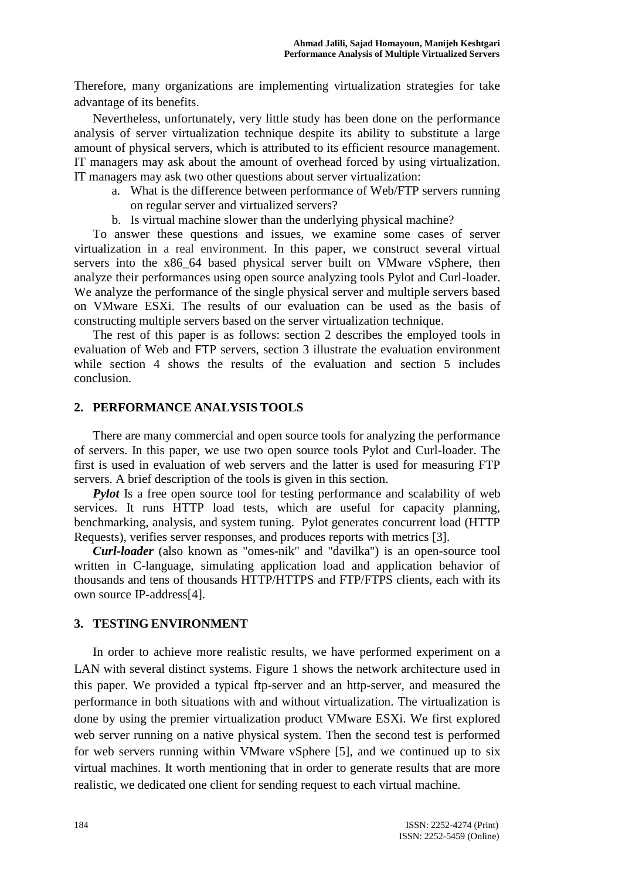Therefore, many organizations are implementing virtualization strategies for take advantage of its benefits.

Nevertheless, unfortunately, very little study has been done on the performance analysis of server virtualization technique despite its ability to substitute a large amount of physical servers, which is attributed to its efficient resource management. IT managers may ask about the amount of overhead forced by using virtualization. IT managers may ask two other questions about server virtualization:

a. What is the difference between performance of Web/FTP servers running on regular server and virtualized servers?
b. Is virtual machine slower than the underlying physical machine?

To answer these questions and issues, we examine some cases of server virtualization in a real environment. In this paper, we construct several virtual servers into the x86_64 based physical server built on VMware vSphere, then analyze their performances using open source analyzing tools Pylot and Curl-loader. We analyze the performance of the single physical server and multiple servers based on VMware ESXi. The results of our evaluation can be used as the basis of constructing multiple servers based on the server virtualization technique.

The rest of this paper is as follows: section 2 describes the employed tools in evaluation of Web and FTP servers, section 3 illustrate the evaluation environment while section 4 shows the results of the evaluation and section 5 includes conclusion.

## 2. PERFORMANCE ANALYSIS TOOLS

There are many commercial and open source tools for analyzing the performance of servers. In this paper, we use two open source tools Pylot and Curl-loader. The first is used in evaluation of web servers and the latter is used for measuring FTP servers. A brief description of the tools is given in this section.

***Pylot*** Is a free open source tool for testing performance and scalability of web services. It runs HTTP load tests, which are useful for capacity planning, benchmarking, analysis, and system tuning. Pylot generates concurrent load (HTTP Requests), verifies server responses, and produces reports with metrics [3].

***Curl-loader*** (also known as "omes-nik" and "davilka") is an open-source tool written in C-language, simulating application load and application behavior of thousands and tens of thousands HTTP/HTTPS and FTP/FTPS clients, each with its own source IP-address[4].

## 3. TESTING ENVIRONMENT

In order to achieve more realistic results, we have performed experiment on a LAN with several distinct systems. Figure 1 shows the network architecture used in this paper. We provided a typical ftp-server and an http-server, and measured the performance in both situations with and without virtualization. The virtualization is done by using the premier virtualization product VMware ESXi. We first explored web server running on a native physical system. Then the second test is performed for web servers running within VMware vSphere [5], and we continued up to six virtual machines. It worth mentioning that in order to generate results that are more realistic, we dedicated one client for sending request to each virtual machine.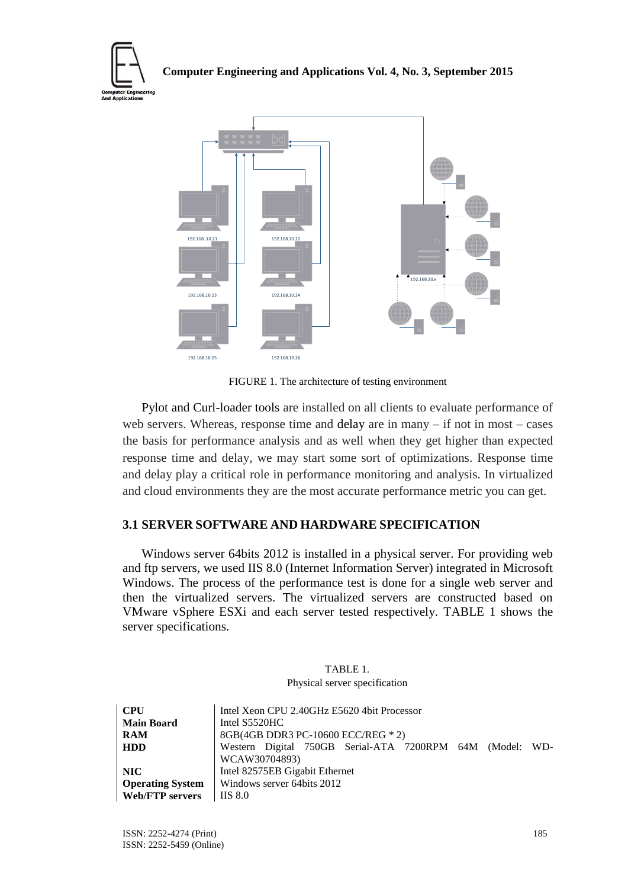FIGURE 1. The architecture of testing environment

Pylot and Curl-loader tools are installed on all clients to evaluate performance of web servers. Whereas, response time and delay are in many – if not in most – cases the basis for performance analysis and as well when they get higher than expected response time and delay, we may start some sort of optimizations. Response time and delay play a critical role in performance monitoring and analysis. In virtualized and cloud environments they are the most accurate performance metric you can get.

### 3.1 SERVER SOFTWARE AND HARDWARE SPECIFICATION

Windows server 64bits 2012 is installed in a physical server. For providing web and ftp servers, we used IIS 8.0 (Internet Information Server) integrated in Microsoft Windows. The process of the performance test is done for a single web server and then the virtualized servers. The virtualized servers are constructed based on VMware vSphere ESXi and each server tested respectively. TABLE 1 shows the server specifications.

TABLE 1.
Physical server specification

| | |
|---|---|
| **CPU** | Intel Xeon CPU 2.40GHz E5620 4bit Processor |
| **Main Board** | Intel S5520HC |
| **RAM** | 8GB(4GB DDR3 PC-10600 ECC/REG * 2) |
| **HDD** | Western Digital 750GB Serial-ATA 7200RPM 64M (Model: WD-WCAW30704893) |
| **NIC** | Intel 82575EB Gigabit Ethernet |
| **Operating System** | Windows server 64bits 2012 |
| **Web/FTP servers** | IIS 8.0 |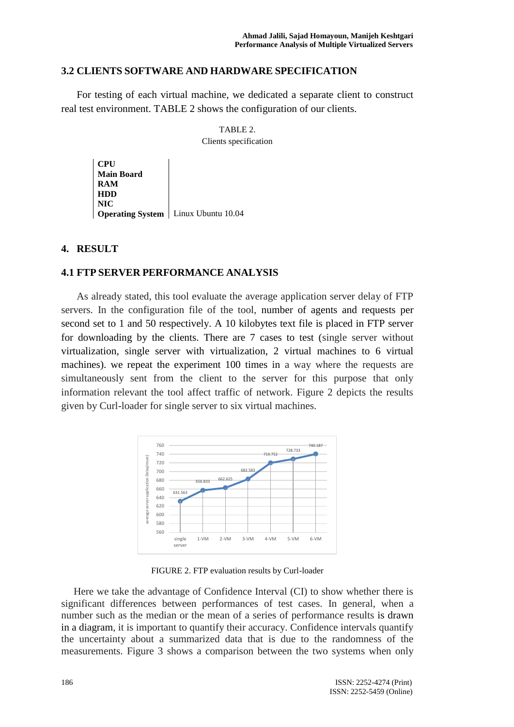### 3.2 CLIENTS SOFTWARE AND HARDWARE SPECIFICATION

For testing of each virtual machine, we dedicated a separate client to construct real test environment. TABLE 2 shows the configuration of our clients.

TABLE 2.
Clients specification

| | |
|---|---|
| **CPU** | |
| **Main Board** | |
| **RAM** | |
| **HDD** | |
| **NIC** | |
| **Operating System** | Linux Ubuntu 10.04 |

## 4. RESULT

### 4.1 FTP SERVER PERFORMANCE ANALYSIS

As already stated, this tool evaluate the average application server delay of FTP servers. In the configuration file of the tool, number of agents and requests per second set to 1 and 50 respectively. A 10 kilobytes text file is placed in FTP server for downloading by the clients. There are 7 cases to test (single server without virtualization, single server with virtualization, 2 virtual machines to 6 virtual machines). we repeat the experiment 100 times in a way where the requests are simultaneously sent from the client to the server for this purpose that only information relevant the tool affect traffic of network. Figure 2 depicts the results given by Curl-loader for single server to six virtual machines.

FIGURE 2. FTP evaluation results by Curl-loader

Here we take the advantage of Confidence Interval (CI) to show whether there is significant differences between performances of test cases. In general, when a number such as the median or the mean of a series of performance results is drawn in a diagram, it is important to quantify their accuracy. Confidence intervals quantify the uncertainty about a summarized data that is due to the randomness of the measurements. Figure 3 shows a comparison between the two systems when only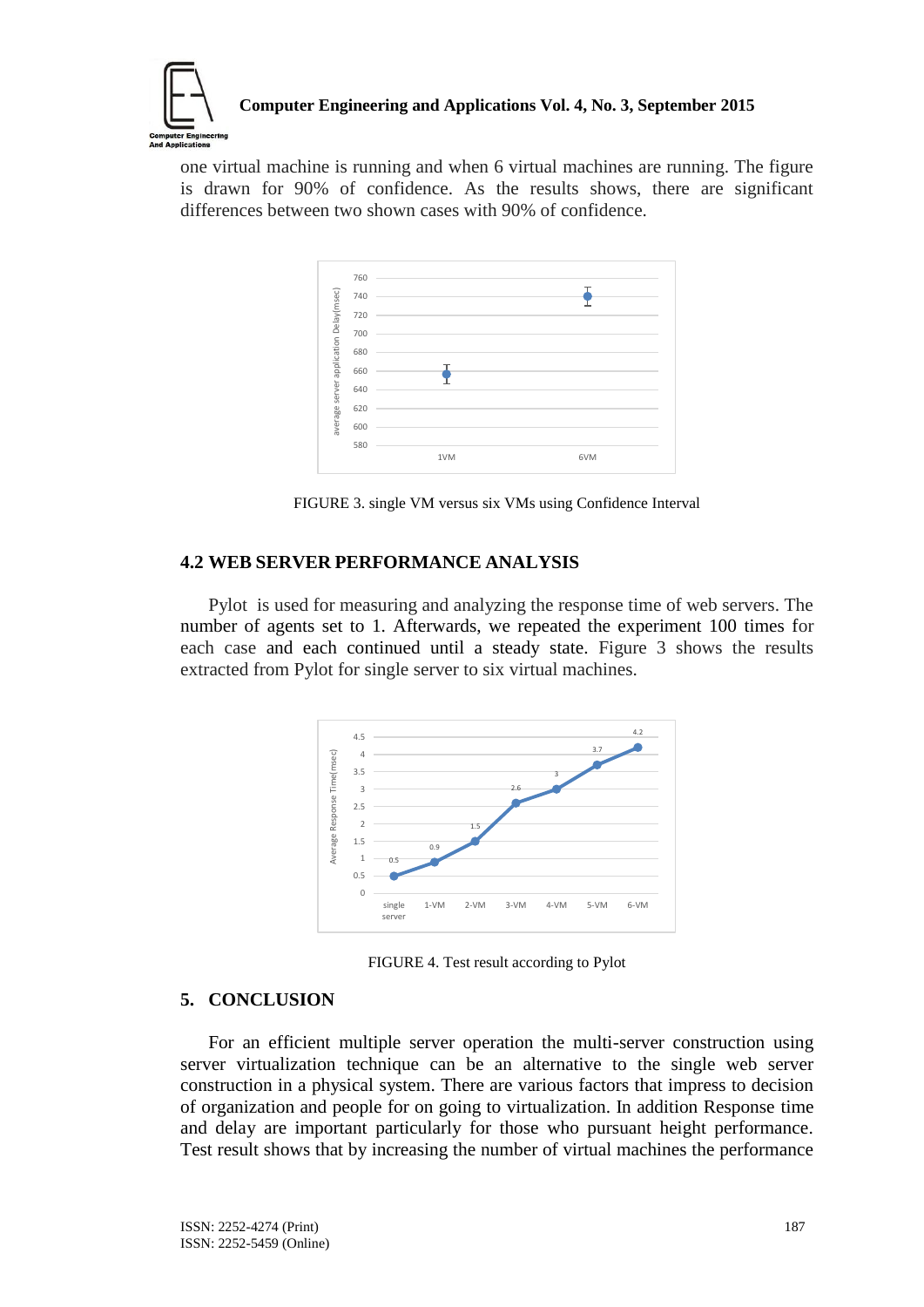one virtual machine is running and when 6 virtual machines are running. The figure is drawn for 90% of confidence. As the results shows, there are significant differences between two shown cases with 90% of confidence.

FIGURE 3. single VM versus six VMs using Confidence Interval

## 4.2 WEB SERVER PERFORMANCE ANALYSIS

Pylot is used for measuring and analyzing the response time of web servers. The number of agents set to 1. Afterwards, we repeated the experiment 100 times for each case and each continued until a steady state. Figure 3 shows the results extracted from Pylot for single server to six virtual machines.

FIGURE 4. Test result according to Pylot

## 5. CONCLUSION

For an efficient multiple server operation the multi-server construction using server virtualization technique can be an alternative to the single web server construction in a physical system. There are various factors that impress to decision of organization and people for on going to virtualization. In addition Response time and delay are important particularly for those who pursuant height performance. Test result shows that by increasing the number of virtual machines the performance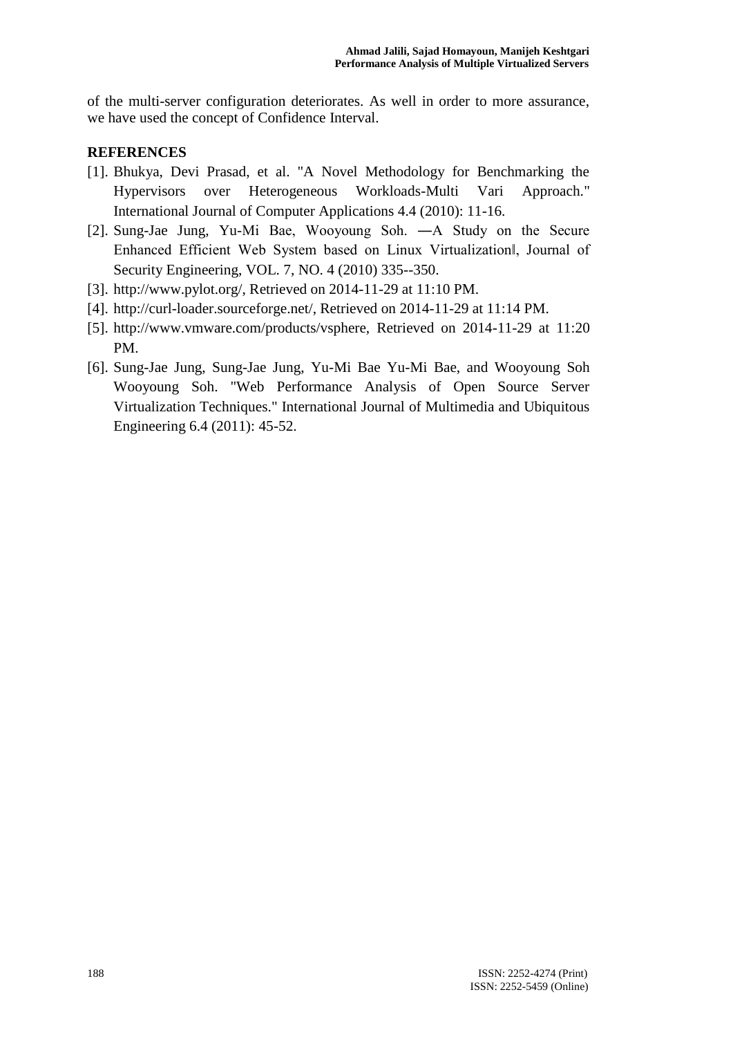of the multi-server configuration deteriorates. As well in order to more assurance, we have used the concept of Confidence Interval.

## REFERENCES

[1]. Bhukya, Devi Prasad, et al. "A Novel Methodology for Benchmarking the Hypervisors over Heterogeneous Workloads-Multi Vari Approach." International Journal of Computer Applications 4.4 (2010): 11-16.

[2]. Sung-Jae Jung, Yu-Mi Bae, Wooyoung Soh. ―A Study on the Secure Enhanced Efficient Web System based on Linux Virtualization‖, Journal of Security Engineering, VOL. 7, NO. 4 (2010) 335--350.

[3]. http://www.pylot.org/, Retrieved on 2014-11-29 at 11:10 PM.

[4]. http://curl-loader.sourceforge.net/, Retrieved on 2014-11-29 at 11:14 PM.

[5]. http://www.vmware.com/products/vsphere, Retrieved on 2014-11-29 at 11:20 PM.

[6]. Sung-Jae Jung, Sung-Jae Jung, Yu-Mi Bae Yu-Mi Bae, and Wooyoung Soh Wooyoung Soh. "Web Performance Analysis of Open Source Server Virtualization Techniques." International Journal of Multimedia and Ubiquitous Engineering 6.4 (2011): 45-52.